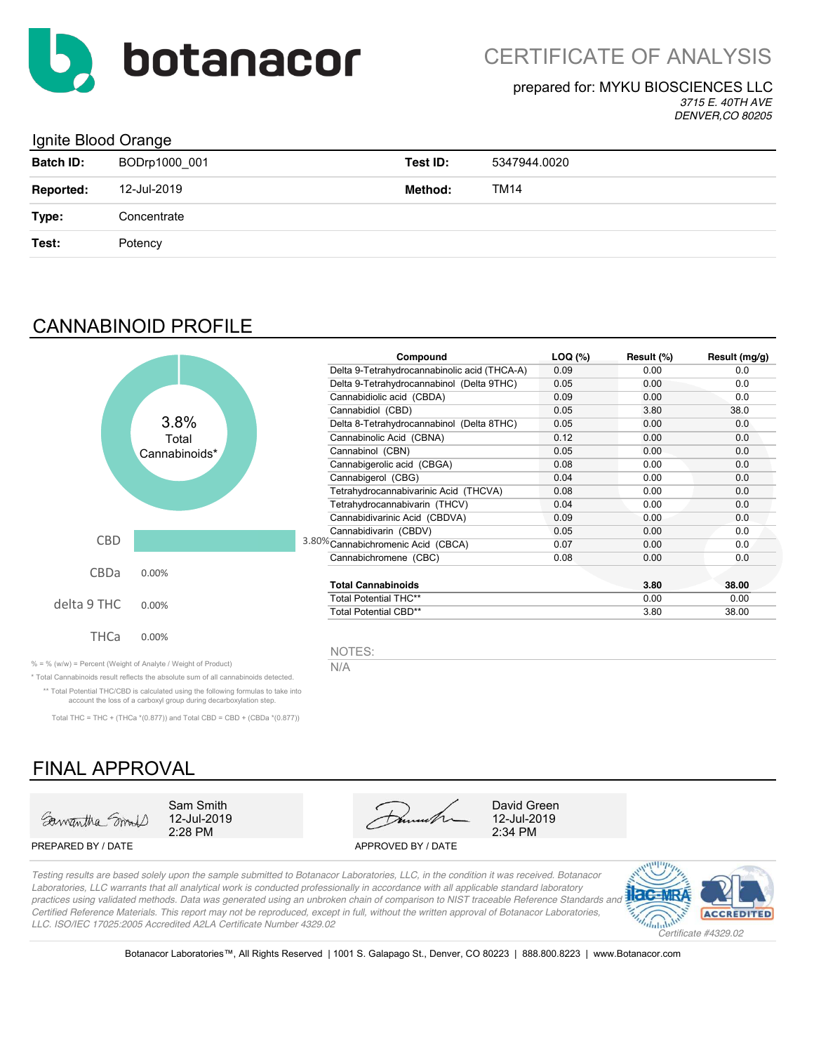# botanacor

## CERTIFICATE OF ANALYSIS

prepared for: MYKU BIOSCIENCES LLC
*3715 E. 40TH AVE*
*DENVER,CO 80205*

### Ignite Blood Orange

| | | | |
|---|---|---|---|
| **Batch ID:** | BODrp1000_001 | **Test ID:** | 5347944.0020 |
| **Reported:** | 12-Jul-2019 | **Method:** | TM14 |
| **Type:** | Concentrate | | |
| **Test:** | Potency | | |

## CANNABINOID PROFILE

3.8% Total Cannabinoids*

| | |
|---|---|
| CBD | 3.80% |
| CBDa | 0.00% |
| delta 9 THC | 0.00% |
| THCa | 0.00% |

| Compound | LOQ (%) | Result (%) | Result (mg/g) |
|---|---|---|---|
| Delta 9-Tetrahydrocannabinolic acid (THCA-A) | 0.09 | 0.00 | 0.0 |
| Delta 9-Tetrahydrocannabinol (Delta 9THC) | 0.05 | 0.00 | 0.0 |
| Cannabidiolic acid (CBDA) | 0.09 | 0.00 | 0.0 |
| Cannabidiol (CBD) | 0.05 | 3.80 | 38.0 |
| Delta 8-Tetrahydrocannabinol (Delta 8THC) | 0.05 | 0.00 | 0.0 |
| Cannabinolic Acid (CBNA) | 0.12 | 0.00 | 0.0 |
| Cannabinol (CBN) | 0.05 | 0.00 | 0.0 |
| Cannabigerolic acid (CBGA) | 0.08 | 0.00 | 0.0 |
| Cannabigerol (CBG) | 0.04 | 0.00 | 0.0 |
| Tetrahydrocannabivarinic Acid (THCVA) | 0.08 | 0.00 | 0.0 |
| Tetrahydrocannabivarin (THCV) | 0.04 | 0.00 | 0.0 |
| Cannabidivarinic Acid (CBDVA) | 0.09 | 0.00 | 0.0 |
| Cannabidivarin (CBDV) | 0.05 | 0.00 | 0.0 |
| Cannabichromenic Acid (CBCA) | 0.07 | 0.00 | 0.0 |
| Cannabichromene (CBC) | 0.08 | 0.00 | 0.0 |
| **Total Cannabinoids** | | **3.80** | **38.00** |
| Total Potential THC** | | 0.00 | 0.00 |
| Total Potential CBD** | | 3.80 | 38.00 |

NOTES:
N/A

% = % (w/w) = Percent (Weight of Analyte / Weight of Product)

* Total Cannabinoids result reflects the absolute sum of all cannabinoids detected.

** Total Potential THC/CBD is calculated using the following formulas to take into account the loss of a carboxyl group during decarboxylation step.

Total THC = THC + (THCa *(0.877)) and Total CBD = CBD + (CBDa *(0.877))

## FINAL APPROVAL

| PREPARED BY / DATE | APPROVED BY / DATE |
|---|---|
| Sam Smith, 12-Jul-2019, 2:28 PM | David Green, 12-Jul-2019, 2:34 PM |

*Testing results are based solely upon the sample submitted to Botanacor Laboratories, LLC, in the condition it was received. Botanacor Laboratories, LLC warrants that all analytical work is conducted professionally in accordance with all applicable standard laboratory practices using validated methods. Data was generated using an unbroken chain of comparison to NIST traceable Reference Standards and Certified Reference Materials. This report may not be reproduced, except in full, without the written approval of Botanacor Laboratories, LLC. ISO/IEC 17025:2005 Accredited A2LA Certificate Number 4329.02*

*Certificate #4329.02*

Botanacor Laboratories™, All Rights Reserved | 1001 S. Galapago St., Denver, CO 80223 | 888.800.8223 | www.Botanacor.com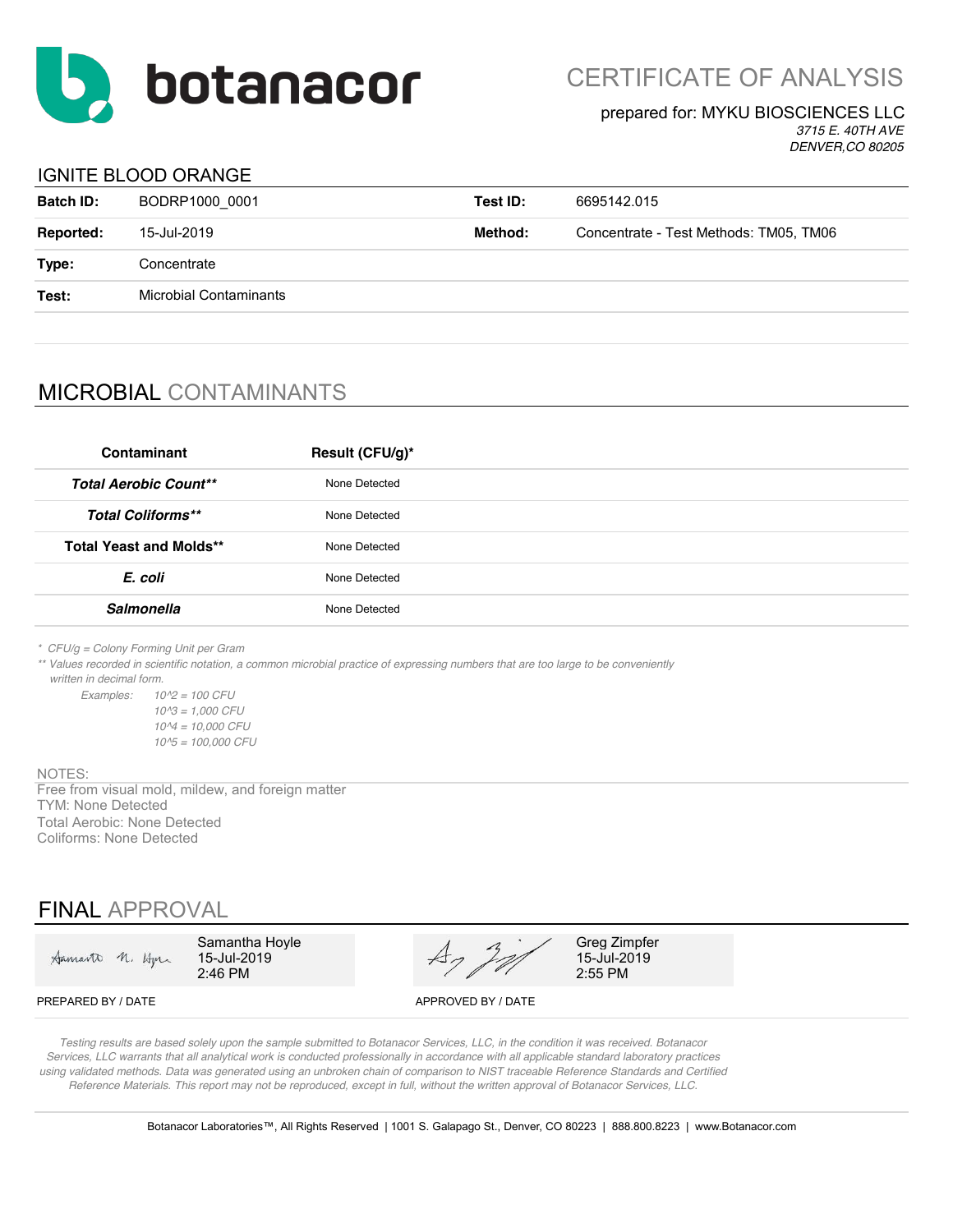# botanacor

## CERTIFICATE OF ANALYSIS

prepared for: MYKU BIOSCIENCES LLC
*3715 E. 40TH AVE*
*DENVER,CO 80205*

### IGNITE BLOOD ORANGE

| | | | |
|---|---|---|---|
| **Batch ID:** | BODRP1000_0001 | **Test ID:** | 6695142.015 |
| **Reported:** | 15-Jul-2019 | **Method:** | Concentrate - Test Methods: TM05, TM06 |
| **Type:** | Concentrate | | |
| **Test:** | Microbial Contaminants | | |

## MICROBIAL CONTAMINANTS

| Contaminant | Result (CFU/g)* |
|---|---|
| ***Total Aerobic Count**** | None Detected |
| ***Total Coliforms**** | None Detected |
| **Total Yeast and Molds**** | None Detected |
| ***E. coli*** | None Detected |
| ***Salmonella*** | None Detected |

*\* CFU/g = Colony Forming Unit per Gram*

*\*\* Values recorded in scientific notation, a common microbial practice of expressing numbers that are too large to be conveniently written in decimal form.*

*Examples:*
*10^2 = 100 CFU*
*10^3 = 1,000 CFU*
*10^4 = 10,000 CFU*
*10^5 = 100,000 CFU*

NOTES:
Free from visual mold, mildew, and foreign matter
TYM: None Detected
Total Aerobic: None Detected
Coliforms: None Detected

## FINAL APPROVAL

| PREPARED BY / DATE | APPROVED BY / DATE |
|---|---|
| Samantha Hoyle 15-Jul-2019 2:46 PM | Greg Zimpfer 15-Jul-2019 2:55 PM |

*Testing results are based solely upon the sample submitted to Botanacor Services, LLC, in the condition it was received. Botanacor Services, LLC warrants that all analytical work is conducted professionally in accordance with all applicable standard laboratory practices using validated methods. Data was generated using an unbroken chain of comparison to NIST traceable Reference Standards and Certified Reference Materials. This report may not be reproduced, except in full, without the written approval of Botanacor Services, LLC.*

Botanacor Laboratories™, All Rights Reserved | 1001 S. Galapago St., Denver, CO 80223 | 888.800.8223 | www.Botanacor.com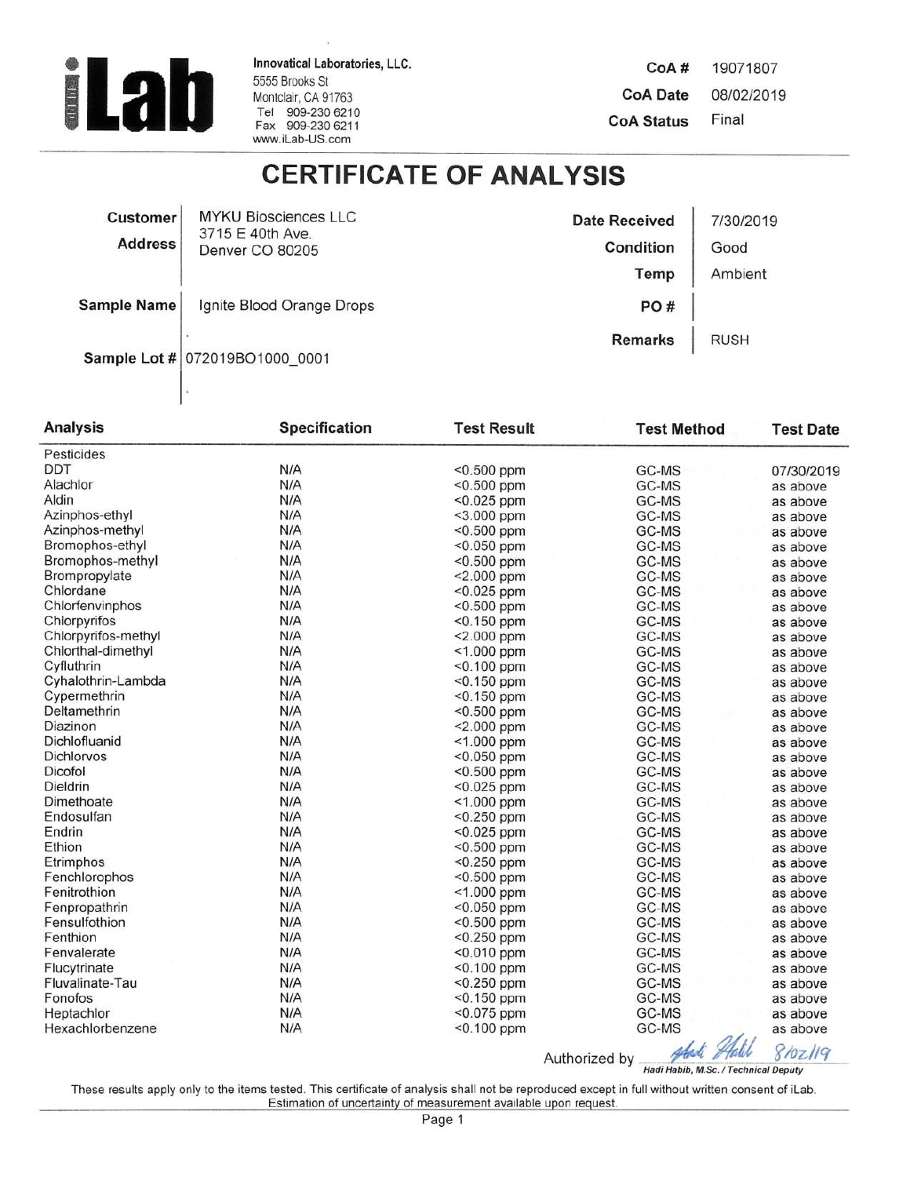**iLab**

**Innovatical Laboratories, LLC.**
5555 Brooks St
Montclair, CA 91763
Tel 909-230 6210
Fax 909-230 6211
www.iLab-US.com

**CoA #** 19071807
**CoA Date** 08/02/2019
**CoA Status** Final

# CERTIFICATE OF ANALYSIS

| | | | |
|---|---|---|---|
| **Customer** | MYKU Biosciences LLC | **Date Received** | 7/30/2019 |
| **Address** | 3715 E 40th Ave. Denver CO 80205 | **Condition** | Good |
| | | **Temp** | Ambient |
| **Sample Name** | Ignite Blood Orange Drops | **PO #** | |
| | | **Remarks** | RUSH |
| **Sample Lot #** | 072019BO1000_0001 | | |

| Analysis | Specification | Test Result | Test Method | Test Date |
|---|---|---|---|---|
| Pesticides | | | | |
| DDT | N/A | <0.500 ppm | GC-MS | 07/30/2019 |
| Alachlor | N/A | <0.500 ppm | GC-MS | as above |
| Aldin | N/A | <0.025 ppm | GC-MS | as above |
| Azinphos-ethyl | N/A | <3.000 ppm | GC-MS | as above |
| Azinphos-methyl | N/A | <0.500 ppm | GC-MS | as above |
| Bromophos-ethyl | N/A | <0.050 ppm | GC-MS | as above |
| Bromophos-methyl | N/A | <0.500 ppm | GC-MS | as above |
| Brompropylate | N/A | <2.000 ppm | GC-MS | as above |
| Chlordane | N/A | <0.025 ppm | GC-MS | as above |
| Chlorfenvinphos | N/A | <0.500 ppm | GC-MS | as above |
| Chlorpyrifos | N/A | <0.150 ppm | GC-MS | as above |
| Chlorpyrifos-methyl | N/A | <2.000 ppm | GC-MS | as above |
| Chlorthal-dimethyl | N/A | <1.000 ppm | GC-MS | as above |
| Cyfluthrin | N/A | <0.100 ppm | GC-MS | as above |
| Cyhalothrin-Lambda | N/A | <0.150 ppm | GC-MS | as above |
| Cypermethrin | N/A | <0.150 ppm | GC-MS | as above |
| Deltamethrin | N/A | <0.500 ppm | GC-MS | as above |
| Diazinon | N/A | <2.000 ppm | GC-MS | as above |
| Dichlofluanid | N/A | <1.000 ppm | GC-MS | as above |
| Dichlorvos | N/A | <0.050 ppm | GC-MS | as above |
| Dicofol | N/A | <0.500 ppm | GC-MS | as above |
| Dieldrin | N/A | <0.025 ppm | GC-MS | as above |
| Dimethoate | N/A | <1.000 ppm | GC-MS | as above |
| Endosulfan | N/A | <0.250 ppm | GC-MS | as above |
| Endrin | N/A | <0.025 ppm | GC-MS | as above |
| Ethion | N/A | <0.500 ppm | GC-MS | as above |
| Etrimphos | N/A | <0.250 ppm | GC-MS | as above |
| Fenchlorophos | N/A | <0.500 ppm | GC-MS | as above |
| Fenitrothion | N/A | <1.000 ppm | GC-MS | as above |
| Fenpropathrin | N/A | <0.050 ppm | GC-MS | as above |
| Fensulfothion | N/A | <0.500 ppm | GC-MS | as above |
| Fenthion | N/A | <0.250 ppm | GC-MS | as above |
| Fenvalerate | N/A | <0.010 ppm | GC-MS | as above |
| Flucytrinate | N/A | <0.100 ppm | GC-MS | as above |
| Fluvalinate-Tau | N/A | <0.250 ppm | GC-MS | as above |
| Fonofos | N/A | <0.150 ppm | GC-MS | as above |
| Heptachlor | N/A | <0.075 ppm | GC-MS | as above |
| Hexachlorbenzene | N/A | <0.100 ppm | GC-MS | as above |

Authorized by Hadi Habib 8/02/19
*Hadi Habib, M.Sc. / Technical Deputy*

These results apply only to the items tested. This certificate of analysis shall not be reproduced except in full without written consent of iLab. Estimation of uncertainty of measurement available upon request.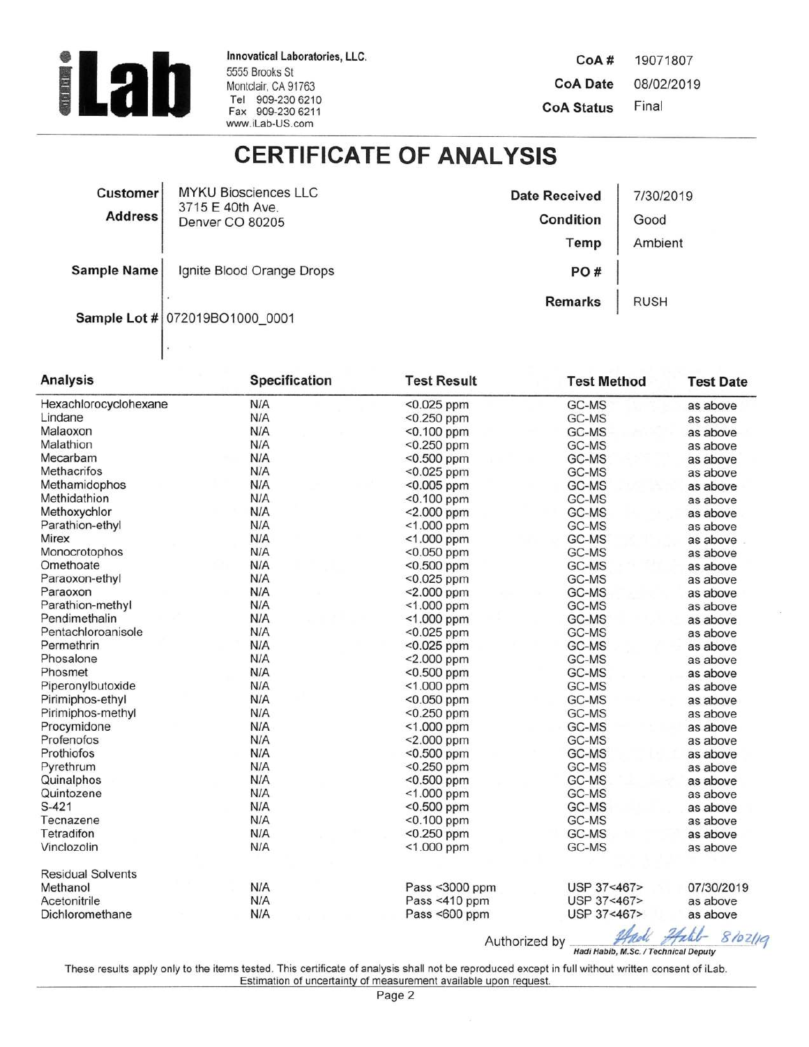**Innovatical Laboratories, LLC.**
5555 Brooks St
Montclair, CA 91763
Tel 909-230 6210
Fax 909-230 6211
www.iLab-US.com

**CoA #** 19071807
**CoA Date** 08/02/2019
**CoA Status** Final

# CERTIFICATE OF ANALYSIS

| | | | |
|---|---|---|---|
| **Customer** | MYKU Biosciences LLC | **Date Received** | 7/30/2019 |
| **Address** | 3715 E 40th Ave. Denver CO 80205 | **Condition** | Good |
| | | **Temp** | Ambient |
| **Sample Name** | Ignite Blood Orange Drops | **PO #** | |
| | | **Remarks** | RUSH |
| **Sample Lot #** | 072019BO1000_0001 | | |

| Analysis | Specification | Test Result | Test Method | Test Date |
|---|---|---|---|---|
| Hexachlorocyclohexane | N/A | <0.025 ppm | GC-MS | as above |
| Lindane | N/A | <0.250 ppm | GC-MS | as above |
| Malaoxon | N/A | <0.100 ppm | GC-MS | as above |
| Malathion | N/A | <0.250 ppm | GC-MS | as above |
| Mecarbam | N/A | <0.500 ppm | GC-MS | as above |
| Methacrifos | N/A | <0.025 ppm | GC-MS | as above |
| Methamidophos | N/A | <0.005 ppm | GC-MS | as above |
| Methidathion | N/A | <0.100 ppm | GC-MS | as above |
| Methoxychlor | N/A | <2.000 ppm | GC-MS | as above |
| Parathion-ethyl | N/A | <1.000 ppm | GC-MS | as above |
| Mirex | N/A | <1.000 ppm | GC-MS | as above |
| Monocrotophos | N/A | <0.050 ppm | GC-MS | as above |
| Omethoate | N/A | <0.500 ppm | GC-MS | as above |
| Paraoxon-ethyl | N/A | <0.025 ppm | GC-MS | as above |
| Paraoxon | N/A | <2.000 ppm | GC-MS | as above |
| Parathion-methyl | N/A | <1.000 ppm | GC-MS | as above |
| Pendimethalin | N/A | <1.000 ppm | GC-MS | as above |
| Pentachloroanisole | N/A | <0.025 ppm | GC-MS | as above |
| Permethrin | N/A | <0.025 ppm | GC-MS | as above |
| Phosalone | N/A | <2.000 ppm | GC-MS | as above |
| Phosmet | N/A | <0.500 ppm | GC-MS | as above |
| Piperonylbutoxide | N/A | <1.000 ppm | GC-MS | as above |
| Pirimiphos-ethyl | N/A | <0.050 ppm | GC-MS | as above |
| Pirimiphos-methyl | N/A | <0.250 ppm | GC-MS | as above |
| Procymidone | N/A | <1.000 ppm | GC-MS | as above |
| Profenofos | N/A | <2.000 ppm | GC-MS | as above |
| Prothiofos | N/A | <0.500 ppm | GC-MS | as above |
| Pyrethrum | N/A | <0.250 ppm | GC-MS | as above |
| Quinalphos | N/A | <0.500 ppm | GC-MS | as above |
| Quintozene | N/A | <1.000 ppm | GC-MS | as above |
| S-421 | N/A | <0.500 ppm | GC-MS | as above |
| Tecnazene | N/A | <0.100 ppm | GC-MS | as above |
| Tetradifon | N/A | <0.250 ppm | GC-MS | as above |
| Vinclozolin | N/A | <1.000 ppm | GC-MS | as above |
| Residual Solvents | | | | |
| Methanol | N/A | Pass <3000 ppm | USP 37<467> | 07/30/2019 |
| Acetonitrile | N/A | Pass <410 ppm | USP 37<467> | as above |
| Dichloromethane | N/A | Pass <600 ppm | USP 37<467> | as above |

Authorized by Hadi Habib 8/02/19
*Hadi Habib, M.Sc. / Technical Deputy*

These results apply only to the items tested. This certificate of analysis shall not be reproduced except in full without written consent of iLab. Estimation of uncertainty of measurement available upon request.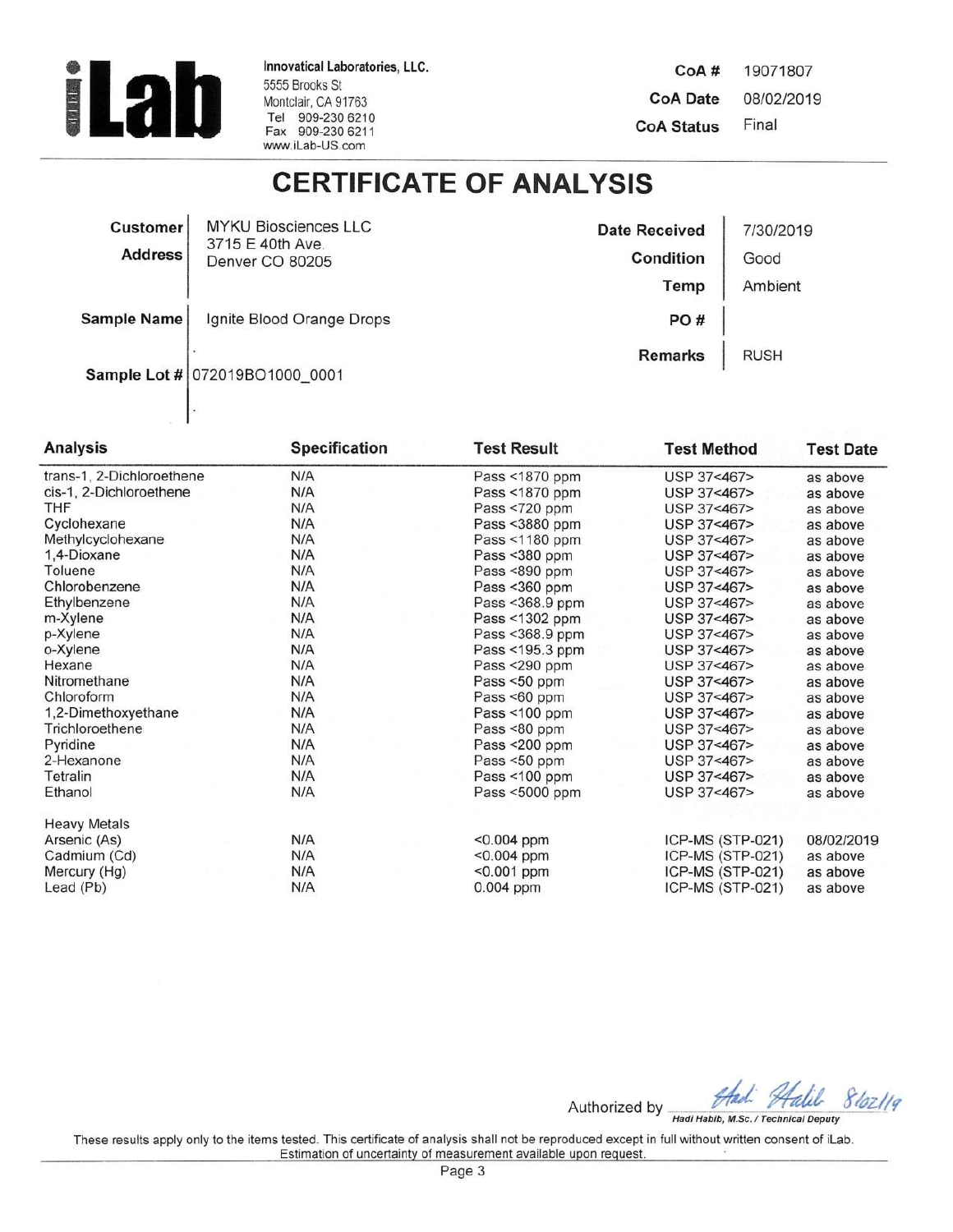iLab

**Innovatical Laboratories, LLC.**
5555 Brooks St
Montclair, CA 91763
Tel 909-230 6210
Fax 909-230 6211
www.iLab-US.com

**CoA #** 19071807
**CoA Date** 08/02/2019
**CoA Status** Final

# CERTIFICATE OF ANALYSIS

| | | | |
|---|---|---|---|
| **Customer** | MYKU Biosciences LLC | **Date Received** | 7/30/2019 |
| **Address** | 3715 E 40th Ave. Denver CO 80205 | **Condition** | Good |
| | | **Temp** | Ambient |
| **Sample Name** | Ignite Blood Orange Drops | **PO #** | |
| **Sample Lot #** | 072019BO1000_0001 | **Remarks** | RUSH |

| Analysis | Specification | Test Result | Test Method | Test Date |
|---|---|---|---|---|
| trans-1, 2-Dichloroethene | N/A | Pass <1870 ppm | USP 37<467> | as above |
| cis-1, 2-Dichloroethene | N/A | Pass <1870 ppm | USP 37<467> | as above |
| THF | N/A | Pass <720 ppm | USP 37<467> | as above |
| Cyclohexane | N/A | Pass <3880 ppm | USP 37<467> | as above |
| Methylcyclohexane | N/A | Pass <1180 ppm | USP 37<467> | as above |
| 1,4-Dioxane | N/A | Pass <380 ppm | USP 37<467> | as above |
| Toluene | N/A | Pass <890 ppm | USP 37<467> | as above |
| Chlorobenzene | N/A | Pass <360 ppm | USP 37<467> | as above |
| Ethylbenzene | N/A | Pass <368.9 ppm | USP 37<467> | as above |
| m-Xylene | N/A | Pass <1302 ppm | USP 37<467> | as above |
| p-Xylene | N/A | Pass <368.9 ppm | USP 37<467> | as above |
| o-Xylene | N/A | Pass <195.3 ppm | USP 37<467> | as above |
| Hexane | N/A | Pass <290 ppm | USP 37<467> | as above |
| Nitromethane | N/A | Pass <50 ppm | USP 37<467> | as above |
| Chloroform | N/A | Pass <60 ppm | USP 37<467> | as above |
| 1,2-Dimethoxyethane | N/A | Pass <100 ppm | USP 37<467> | as above |
| Trichloroethene | N/A | Pass <80 ppm | USP 37<467> | as above |
| Pyridine | N/A | Pass <200 ppm | USP 37<467> | as above |
| 2-Hexanone | N/A | Pass <50 ppm | USP 37<467> | as above |
| Tetralin | N/A | Pass <100 ppm | USP 37<467> | as above |
| Ethanol | N/A | Pass <5000 ppm | USP 37<467> | as above |
| Heavy Metals | | | | |
| Arsenic (As) | N/A | <0.004 ppm | ICP-MS (STP-021) | 08/02/2019 |
| Cadmium (Cd) | N/A | <0.004 ppm | ICP-MS (STP-021) | as above |
| Mercury (Hg) | N/A | <0.001 ppm | ICP-MS (STP-021) | as above |
| Lead (Pb) | N/A | 0.004 ppm | ICP-MS (STP-021) | as above |

Authorized by Hadi Habib 8/02/19
*Hadi Habib, M.Sc. / Technical Deputy*

These results apply only to the items tested. This certificate of analysis shall not be reproduced except in full without written consent of iLab. Estimation of uncertainty of measurement available upon request.